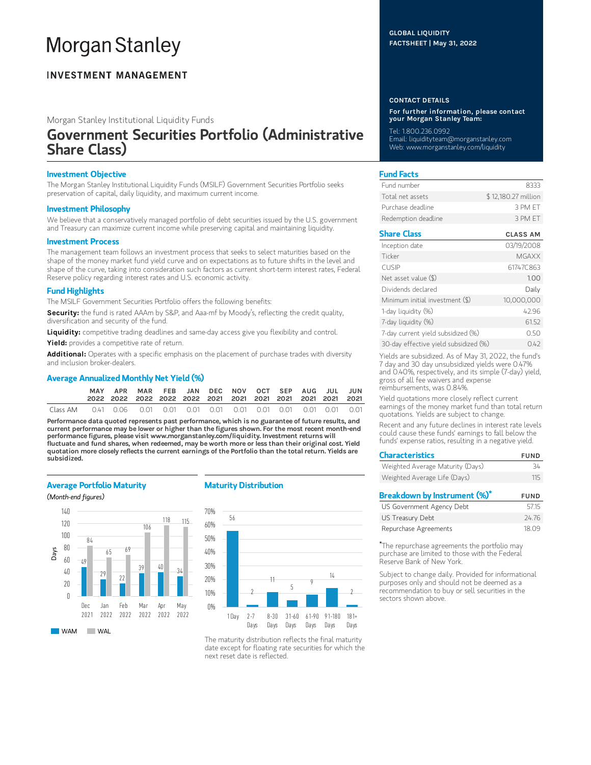# Morgan Stanley

## INVESTMENT MANAGEMENT

GLOBAL LIQUIDITY
FACTSHEET | May 31, 2022

Morgan Stanley Institutional Liquidity Funds

# Government Securities Portfolio (Administrative Share Class)

### Investment Objective

The Morgan Stanley Institutional Liquidity Funds (MSILF) Government Securities Portfolio seeks preservation of capital, daily liquidity, and maximum current income.

### Investment Philosophy

We believe that a conservatively managed portfolio of debt securities issued by the U.S. government and Treasury can maximize current income while preserving capital and maintaining liquidity.

### Investment Process

The management team follows an investment process that seeks to select maturities based on the shape of the money market fund yield curve and on expectations as to future shifts in the level and shape of the curve, taking into consideration such factors as current short-term interest rates, Federal Reserve policy regarding interest rates and U.S. economic activity.

### Fund Highlights

The MSILF Government Securities Portfolio offers the following benefits:

**Security:** the fund is rated AAAm by S&P, and Aaa-mf by Moody's, reflecting the credit quality, diversification and security of the fund.

**Liquidity:** competitive trading deadlines and same-day access give you flexibility and control.

**Yield:** provides a competitive rate of return.

**Additional:** Operates with a specific emphasis on the placement of purchase trades with diversity and inclusion broker-dealers.

### Average Annualized Monthly Net Yield (%)

| | MAY 2022 | APR 2022 | MAR 2022 | FEB 2022 | JAN 2022 | DEC 2021 | NOV 2021 | OCT 2021 | SEP 2021 | AUG 2021 | JUL 2021 | JUN 2021 |
|---|---|---|---|---|---|---|---|---|---|---|---|---|
| Class AM | 0.41 | 0.06 | 0.01 | 0.01 | 0.01 | 0.01 | 0.01 | 0.01 | 0.01 | 0.01 | 0.01 | 0.01 |

**Performance data quoted represents past performance, which is no guarantee of future results, and current performance may be lower or higher than the figures shown. For the most recent month-end performance figures, please visit www.morganstanley.com/liquidity. Investment returns will fluctuate and fund shares, when redeemed, may be worth more or less than their original cost. Yield quotation more closely reflects the current earnings of the Portfolio than the total return. Yields are subsidized.**

### Average Portfolio Maturity

*(Month-end figures)*

| Days | Dec 2021 | Jan 2022 | Feb 2022 | Mar 2022 | Apr 2022 | May 2022 |
|---|---|---|---|---|---|---|
| WAM | 49 | 29 | 22 | 39 | 40 | 34 |
| WAL | 84 | 65 | 69 | 106 | 118 | 115 |

### Maturity Distribution

| 1 Day | 2-7 Days | 8-30 Days | 31-60 Days | 61-90 Days | 91-180 Days | 181+ Days |
|---|---|---|---|---|---|---|
| 56 | 2 | 11 | 5 | 9 | 14 | 2 |

The maturity distribution reflects the final maturity date except for floating rate securities for which the next reset date is reflected.

### CONTACT DETAILS

**For further information, please contact your Morgan Stanley Team:**

Tel: 1.800.236.0992
Email: liquidityteam@morganstanley.com
Web: www.morganstanley.com/liquidity

### Fund Facts

| | |
|---|---|
| Fund number | 8333 |
| Total net assets | $ 12,180.27 million |
| Purchase deadline | 3 PM ET |
| Redemption deadline | 3 PM ET |

| Share Class | CLASS AM |
|---|---|
| Inception date | 03/19/2008 |
| Ticker | MGAXX |
| CUSIP | 61747C863 |
| Net asset value ($) | 1.00 |
| Dividends declared | Daily |
| Minimum initial investment ($) | 10,000,000 |
| 1-day liquidity (%) | 42.96 |
| 7-day liquidity (%) | 61.52 |
| 7-day current yield subsidized (%) | 0.50 |
| 30-day effective yield subsidized (%) | 0.42 |

Yields are subsidized. As of May 31, 2022, the fund's 7 day and 30 day unsubsidized yields were 0.47% and 0.40%, respectively, and its simple (7-day) yield, gross of all fee waivers and expense reimbursements, was 0.84%.

Yield quotations more closely reflect current earnings of the money market fund than total return quotations. Yields are subject to change.

Recent and any future declines in interest rate levels could cause these funds' earnings to fall below the funds' expense ratios, resulting in a negative yield.

| Characteristics | FUND |
|---|---|
| Weighted Average Maturity (Days) | 34 |
| Weighted Average Life (Days) | 115 |

| Breakdown by Instrument (%)* | FUND |
|---|---|
| US Government Agency Debt | 57.15 |
| US Treasury Debt | 24.76 |
| Repurchase Agreements | 18.09 |

*The repurchase agreements the portfolio may purchase are limited to those with the Federal Reserve Bank of New York.

Subject to change daily. Provided for informational purposes only and should not be deemed as a recommendation to buy or sell securities in the sectors shown above.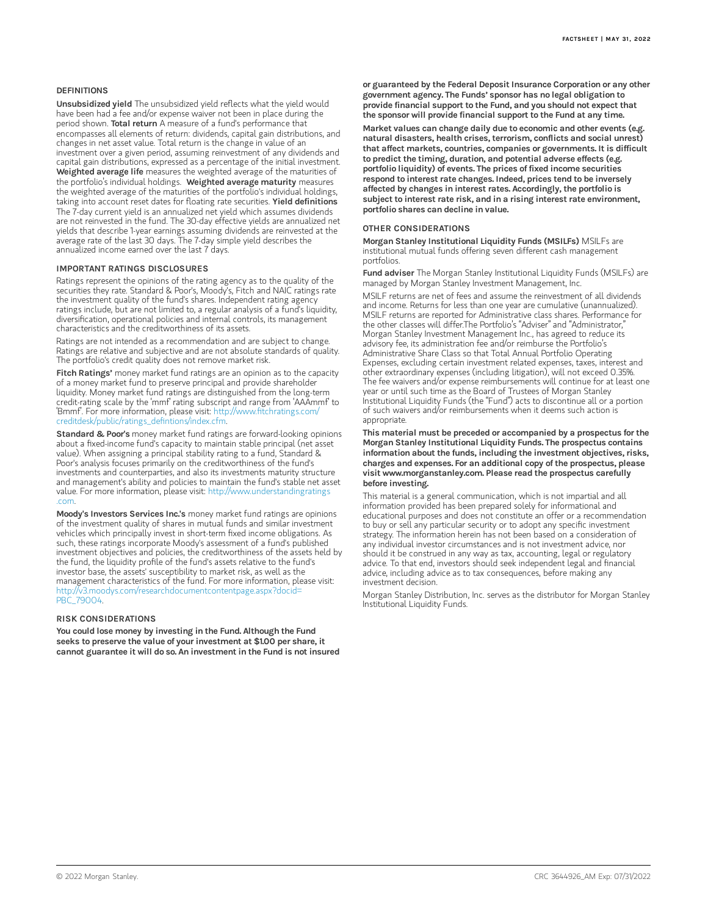## DEFINITIONS

**Unsubsidized yield** The unsubsidized yield reflects what the yield would have been had a fee and/or expense waiver not been in place during the period shown. **Total return** A measure of a fund's performance that encompasses all elements of return: dividends, capital gain distributions, and changes in net asset value. Total return is the change in value of an investment over a given period, assuming reinvestment of any dividends and capital gain distributions, expressed as a percentage of the initial investment. **Weighted average life** measures the weighted average of the maturities of the portfolio's individual holdings. **Weighted average maturity** measures the weighted average of the maturities of the portfolio's individual holdings, taking into account reset dates for floating rate securities. **Yield definitions** The 7-day current yield is an annualized net yield which assumes dividends are not reinvested in the fund. The 30-day effective yields are annualized net yields that describe 1-year earnings assuming dividends are reinvested at the average rate of the last 30 days. The 7-day simple yield describes the annualized income earned over the last 7 days.

## IMPORTANT RATINGS DISCLOSURES

Ratings represent the opinions of the rating agency as to the quality of the securities they rate. Standard & Poor's, Moody's, Fitch and NAIC ratings rate the investment quality of the fund's shares. Independent rating agency ratings include, but are not limited to, a regular analysis of a fund's liquidity, diversification, operational policies and internal controls, its management characteristics and the creditworthiness of its assets.

Ratings are not intended as a recommendation and are subject to change. Ratings are relative and subjective and are not absolute standards of quality. The portfolio's credit quality does not remove market risk.

**Fitch Ratings'** money market fund ratings are an opinion as to the capacity of a money market fund to preserve principal and provide shareholder liquidity. Money market fund ratings are distinguished from the long-term credit-rating scale by the 'mmf' rating subscript and range from 'AAAmmf' to 'Bmmf'. For more information, please visit: http://www.fitchratings.com/creditdesk/public/ratings_defintions/index.cfm.

**Standard & Poor's** money market fund ratings are forward-looking opinions about a fixed-income fund's capacity to maintain stable principal (net asset value). When assigning a principal stability rating to a fund, Standard & Poor's analysis focuses primarily on the creditworthiness of the fund's investments and counterparties, and also its investments maturity structure and management's ability and policies to maintain the fund's stable net asset value. For more information, please visit: http://www.understandingratings.com.

**Moody's Investors Services Inc.'s** money market fund ratings are opinions of the investment quality of shares in mutual funds and similar investment vehicles which principally invest in short-term fixed income obligations. As such, these ratings incorporate Moody's assessment of a fund's published investment objectives and policies, the creditworthiness of the assets held by the fund, the liquidity profile of the fund's assets relative to the fund's investor base, the assets' susceptibility to market risk, as well as the management characteristics of the fund. For more information, please visit: http://v3.moodys.com/researchdocumentcontentpage.aspx?docid=PBC_79004.

## RISK CONSIDERATIONS

**You could lose money by investing in the Fund. Although the Fund seeks to preserve the value of your investment at $1.00 per share, it cannot guarantee it will do so. An investment in the Fund is not insured or guaranteed by the Federal Deposit Insurance Corporation or any other government agency. The Funds' sponsor has no legal obligation to provide financial support to the Fund, and you should not expect that the sponsor will provide financial support to the Fund at any time.**

**Market values can change daily due to economic and other events (e.g. natural disasters, health crises, terrorism, conflicts and social unrest) that affect markets, countries, companies or governments. It is difficult to predict the timing, duration, and potential adverse effects (e.g. portfolio liquidity) of events. The prices of fixed income securities respond to interest rate changes. Indeed, prices tend to be inversely affected by changes in interest rates. Accordingly, the portfolio is subject to interest rate risk, and in a rising interest rate environment, portfolio shares can decline in value.**

## OTHER CONSIDERATIONS

**Morgan Stanley Institutional Liquidity Funds (MSILFs)** MSILFs are institutional mutual funds offering seven different cash management portfolios.

**Fund adviser** The Morgan Stanley Institutional Liquidity Funds (MSILFs) are managed by Morgan Stanley Investment Management, Inc.

MSILF returns are net of fees and assume the reinvestment of all dividends and income. Returns for less than one year are cumulative (unannualized). MSILF returns are reported for Administrative class shares. Performance for the other classes will differ.The Portfolio's "Adviser" and "Administrator," Morgan Stanley Investment Management Inc., has agreed to reduce its advisory fee, its administration fee and/or reimburse the Portfolio's Administrative Share Class so that Total Annual Portfolio Operating Expenses, excluding certain investment related expenses, taxes, interest and other extraordinary expenses (including litigation), will not exceed 0.35%. The fee waivers and/or expense reimbursements will continue for at least one year or until such time as the Board of Trustees of Morgan Stanley Institutional Liquidity Funds (the "Fund") acts to discontinue all or a portion of such waivers and/or reimbursements when it deems such action is appropriate.

**This material must be preceded or accompanied by a prospectus for the Morgan Stanley Institutional Liquidity Funds. The prospectus contains information about the funds, including the investment objectives, risks, charges and expenses. For an additional copy of the prospectus, please visit www.morganstanley.com. Please read the prospectus carefully before investing.**

This material is a general communication, which is not impartial and all information provided has been prepared solely for informational and educational purposes and does not constitute an offer or a recommendation to buy or sell any particular security or to adopt any specific investment strategy. The information herein has not been based on a consideration of any individual investor circumstances and is not investment advice, nor should it be construed in any way as tax, accounting, legal or regulatory advice. To that end, investors should seek independent legal and financial advice, including advice as to tax consequences, before making any investment decision.

Morgan Stanley Distribution, Inc. serves as the distributor for Morgan Stanley Institutional Liquidity Funds.

© 2022 Morgan Stanley. CRC 3644926_AM Exp: 07/31/2022